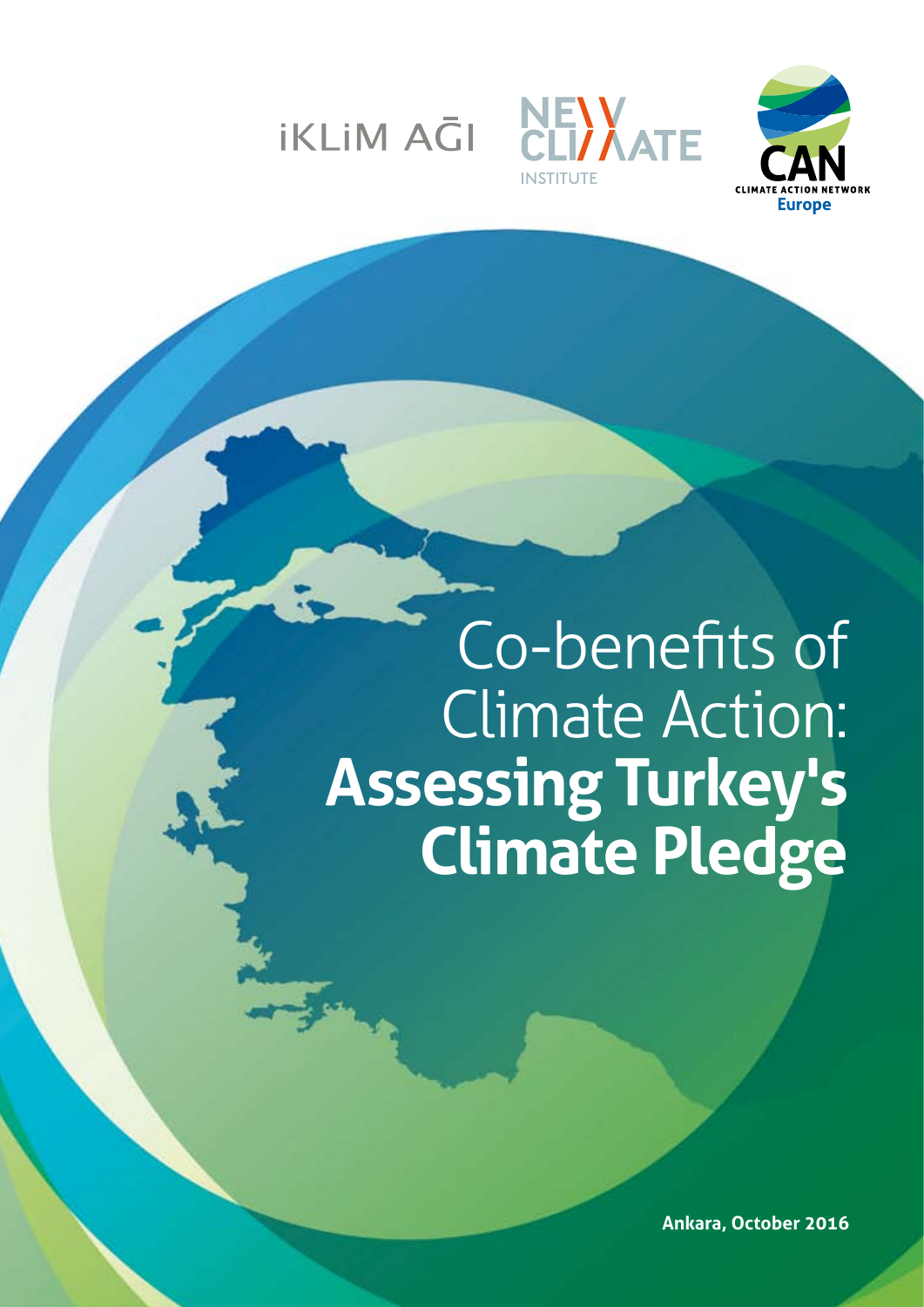İKLİM AĞI

NEW CLIMATE INSTITUTE

CAN CLIMATE ACTION NETWORK Europe

# Co-benefits of Climate Action: **Assessing Turkey's Climate Pledge**

**Ankara, October 2016**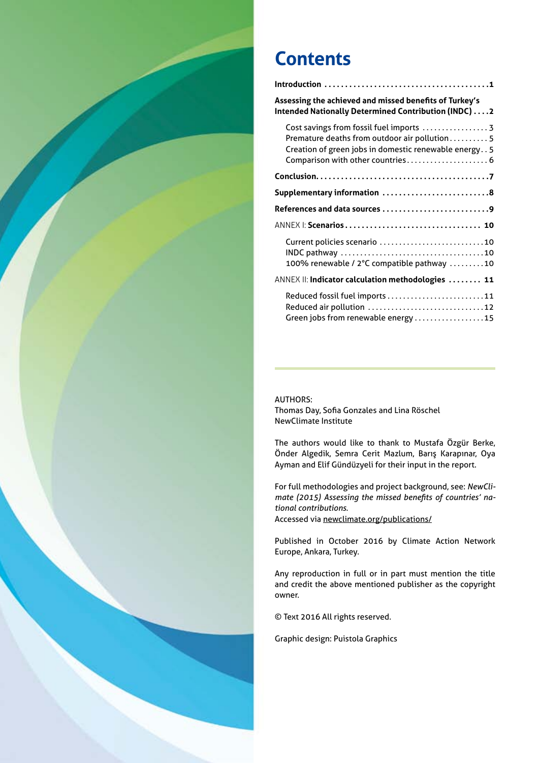# Contents

**Introduction** ........................................**1**

**Assessing the achieved and missed benefits of Turkey's Intended Nationally Determined Contribution (INDC)** ....**2**

- Cost savings from fossil fuel imports ................. 3
- Premature deaths from outdoor air pollution.......... 5
- Creation of green jobs in domestic renewable energy.. 5
- Comparison with other countries..................... 6

**Conclusion**.........................................**7**

**Supplementary information** ..........................**8**

**References and data sources** ..........................**9**

ANNEX I: **Scenarios**................................ **10**

- Current policies scenario ...........................10
- INDC pathway ....................................10
- 100% renewable / 2°C compatible pathway .........10

ANNEX II: **Indicator calculation methodologies** ........ **11**

- Reduced fossil fuel imports.........................11
- Reduced air pollution .............................12
- Green jobs from renewable energy..................15

---

AUTHORS:
Thomas Day, Sofia Gonzales and Lina Röschel
NewClimate Institute

The authors would like to thank to Mustafa Özgür Berke, Önder Algedik, Semra Cerit Mazlum, Barış Karapınar, Oya Ayman and Elif Gündüzyeli for their input in the report.

For full methodologies and project background, see: *NewClimate (2015) Assessing the missed benefits of countries' national contributions.*
Accessed via newclimate.org/publications/

Published in October 2016 by Climate Action Network Europe, Ankara, Turkey.

Any reproduction in full or in part must mention the title and credit the above mentioned publisher as the copyright owner.

© Text 2016 All rights reserved.

Graphic design: Puistola Graphics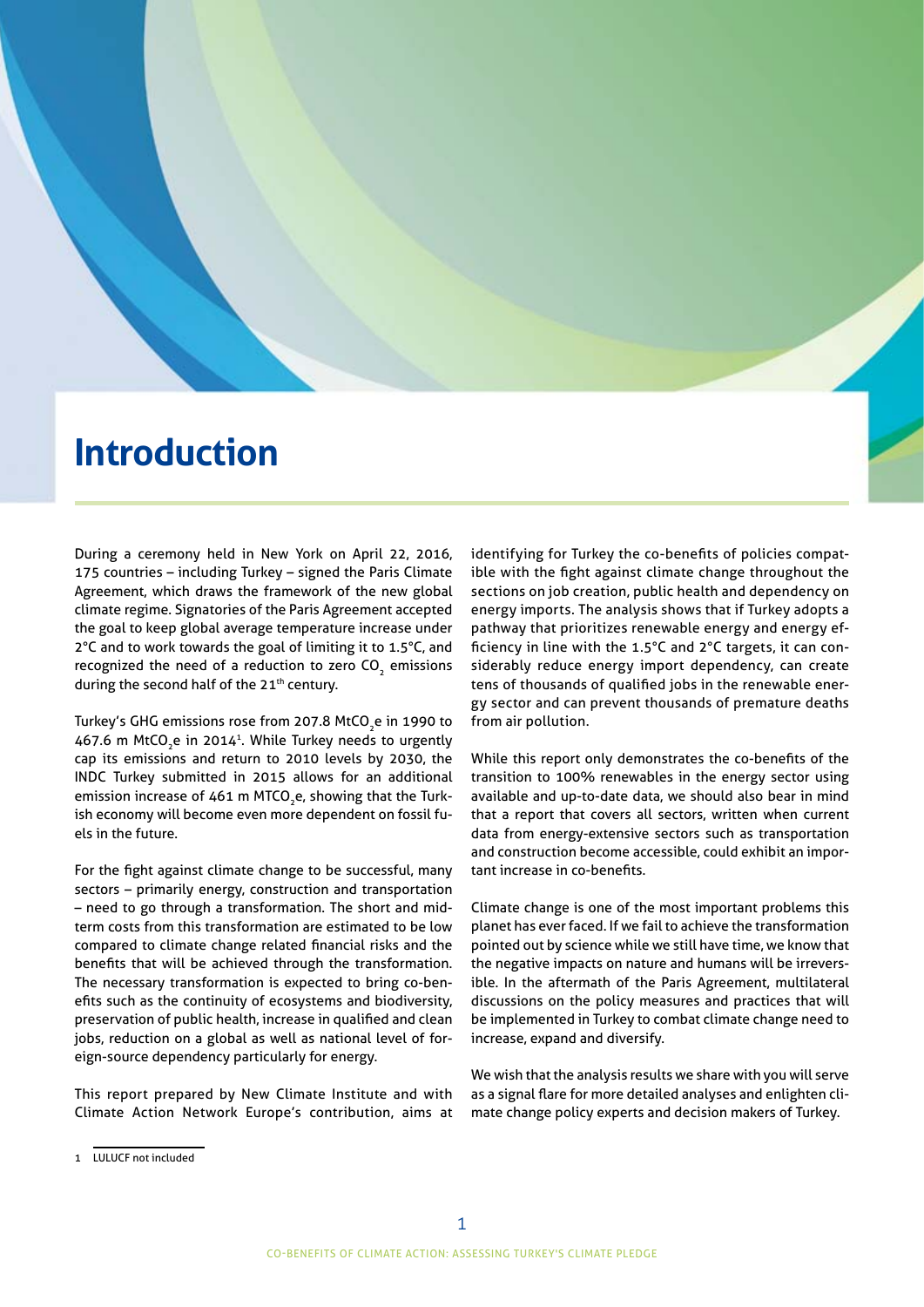# Introduction

During a ceremony held in New York on April 22, 2016, 175 countries – including Turkey – signed the Paris Climate Agreement, which draws the framework of the new global climate regime. Signatories of the Paris Agreement accepted the goal to keep global average temperature increase under 2°C and to work towards the goal of limiting it to 1.5°C, and recognized the need of a reduction to zero $CO_2$ emissions during the second half of the 21th century.

Turkey's GHG emissions rose from 207.8 $MtCO_2e$ in 1990 to 467.6 m $MtCO_2e$ in 2014[1]. While Turkey needs to urgently cap its emissions and return to 2010 levels by 2030, the INDC Turkey submitted in 2015 allows for an additional emission increase of 461 m $MTCO_2e$, showing that the Turkish economy will become even more dependent on fossil fuels in the future.

For the fight against climate change to be successful, many sectors – primarily energy, construction and transportation – need to go through a transformation. The short and mid-term costs from this transformation are estimated to be low compared to climate change related financial risks and the benefits that will be achieved through the transformation. The necessary transformation is expected to bring co-benefits such as the continuity of ecosystems and biodiversity, preservation of public health, increase in qualified and clean jobs, reduction on a global as well as national level of foreign-source dependency particularly for energy.

This report prepared by New Climate Institute and with Climate Action Network Europe's contribution, aims at identifying for Turkey the co-benefits of policies compatible with the fight against climate change throughout the sections on job creation, public health and dependency on energy imports. The analysis shows that if Turkey adopts a pathway that prioritizes renewable energy and energy efficiency in line with the 1.5°C and 2°C targets, it can considerably reduce energy import dependency, can create tens of thousands of qualified jobs in the renewable energy sector and can prevent thousands of premature deaths from air pollution.

While this report only demonstrates the co-benefits of the transition to 100% renewables in the energy sector using available and up-to-date data, we should also bear in mind that a report that covers all sectors, written when current data from energy-extensive sectors such as transportation and construction become accessible, could exhibit an important increase in co-benefits.

Climate change is one of the most important problems this planet has ever faced. If we fail to achieve the transformation pointed out by science while we still have time, we know that the negative impacts on nature and humans will be irreversible. In the aftermath of the Paris Agreement, multilateral discussions on the policy measures and practices that will be implemented in Turkey to combat climate change need to increase, expand and diversify.

We wish that the analysis results we share with you will serve as a signal flare for more detailed analyses and enlighten climate change policy experts and decision makers of Turkey.

1 LULUCF not included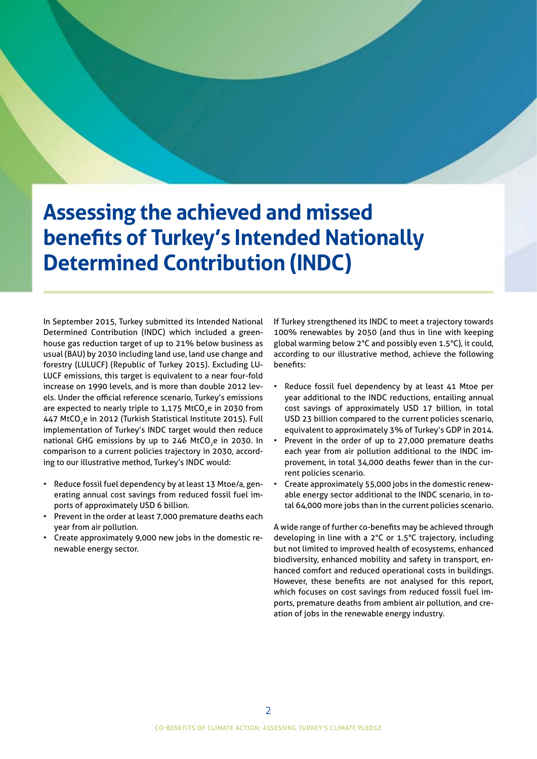# Assessing the achieved and missed benefits of Turkey's Intended Nationally Determined Contribution (INDC)

In September 2015, Turkey submitted its Intended National Determined Contribution (INDC) which included a greenhouse gas reduction target of up to 21% below business as usual (BAU) by 2030 including land use, land use change and forestry (LULUCF) (Republic of Turkey 2015). Excluding LULUCF emissions, this target is equivalent to a near four-fold increase on 1990 levels, and is more than double 2012 levels. Under the official reference scenario, Turkey's emissions are expected to nearly triple to 1,175 $MtCO_2e$ in 2030 from 447 $MtCO_2e$ in 2012 (Turkish Statistical Institute 2015). Full implementation of Turkey's INDC target would then reduce national GHG emissions by up to 246 $MtCO_2e$ in 2030. In comparison to a current policies trajectory in 2030, according to our illustrative method, Turkey's INDC would:

- Reduce fossil fuel dependency by at least 13 Mtoe/a, generating annual cost savings from reduced fossil fuel imports of approximately USD 6 billion.
- Prevent in the order at least 7,000 premature deaths each year from air pollution.
- Create approximately 9,000 new jobs in the domestic renewable energy sector.

If Turkey strengthened its INDC to meet a trajectory towards 100% renewables by 2050 (and thus in line with keeping global warming below 2°C and possibly even 1.5°C), it could, according to our illustrative method, achieve the following benefits:

- Reduce fossil fuel dependency by at least 41 Mtoe per year additional to the INDC reductions, entailing annual cost savings of approximately USD 17 billion, in total USD 23 billion compared to the current policies scenario, equivalent to approximately 3% of Turkey's GDP in 2014.
- Prevent in the order of up to 27,000 premature deaths each year from air pollution additional to the INDC improvement, in total 34,000 deaths fewer than in the current policies scenario.
- Create approximately 55,000 jobs in the domestic renewable energy sector additional to the INDC scenario, in total 64,000 more jobs than in the current policies scenario.

A wide range of further co-benefits may be achieved through developing in line with a 2°C or 1.5°C trajectory, including but not limited to improved health of ecosystems, enhanced biodiversity, enhanced mobility and safety in transport, enhanced comfort and reduced operational costs in buildings. However, these benefits are not analysed for this report, which focuses on cost savings from reduced fossil fuel imports, premature deaths from ambient air pollution, and creation of jobs in the renewable energy industry.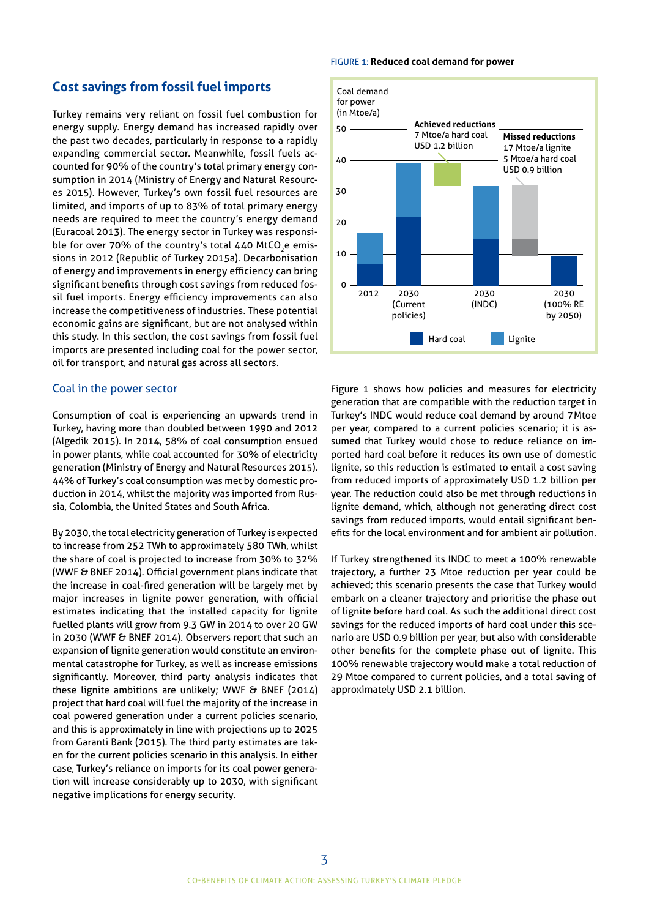## Cost savings from fossil fuel imports

Turkey remains very reliant on fossil fuel combustion for energy supply. Energy demand has increased rapidly over the past two decades, particularly in response to a rapidly expanding commercial sector. Meanwhile, fossil fuels accounted for 90% of the country's total primary energy consumption in 2014 (Ministry of Energy and Natural Resources 2015). However, Turkey's own fossil fuel resources are limited, and imports of up to 83% of total primary energy needs are required to meet the country's energy demand (Euracoal 2013). The energy sector in Turkey was responsible for over 70% of the country's total 440 $MtCO_2e$ emissions in 2012 (Republic of Turkey 2015a). Decarbonisation of energy and improvements in energy efficiency can bring significant benefits through cost savings from reduced fossil fuel imports. Energy efficiency improvements can also increase the competitiveness of industries. These potential economic gains are significant, but are not analysed within this study. In this section, the cost savings from fossil fuel imports are presented including coal for the power sector, oil for transport, and natural gas across all sectors.

### Coal in the power sector

Consumption of coal is experiencing an upwards trend in Turkey, having more than doubled between 1990 and 2012 (Algedik 2015). In 2014, 58% of coal consumption ensued in power plants, while coal accounted for 30% of electricity generation (Ministry of Energy and Natural Resources 2015). 44% of Turkey's coal consumption was met by domestic production in 2014, whilst the majority was imported from Russia, Colombia, the United States and South Africa.

By 2030, the total electricity generation of Turkey is expected to increase from 252 TWh to approximately 580 TWh, whilst the share of coal is projected to increase from 30% to 32% (WWF & BNEF 2014). Official government plans indicate that the increase in coal-fired generation will be largely met by major increases in lignite power generation, with official estimates indicating that the installed capacity for lignite fuelled plants will grow from 9.3 GW in 2014 to over 20 GW in 2030 (WWF & BNEF 2014). Observers report that such an expansion of lignite generation would constitute an environmental catastrophe for Turkey, as well as increase emissions significantly. Moreover, third party analysis indicates that these lignite ambitions are unlikely; WWF & BNEF (2014) project that hard coal will fuel the majority of the increase in coal powered generation under a current policies scenario, and this is approximately in line with projections up to 2025 from Garanti Bank (2015). The third party estimates are taken for the current policies scenario in this analysis. In either case, Turkey's reliance on imports for its coal power generation will increase considerably up to 2030, with significant negative implications for energy security.

FIGURE 1: **Reduced coal demand for power**

Figure 1 shows how policies and measures for electricity generation that are compatible with the reduction target in Turkey's INDC would reduce coal demand by around 7 Mtoe per year, compared to a current policies scenario; it is assumed that Turkey would chose to reduce reliance on imported hard coal before it reduces its own use of domestic lignite, so this reduction is estimated to entail a cost saving from reduced imports of approximately USD 1.2 billion per year. The reduction could also be met through reductions in lignite demand, which, although not generating direct cost savings from reduced imports, would entail significant benefits for the local environment and for ambient air pollution.

If Turkey strengthened its INDC to meet a 100% renewable trajectory, a further 23 Mtoe reduction per year could be achieved; this scenario presents the case that Turkey would embark on a cleaner trajectory and prioritise the phase out of lignite before hard coal. As such the additional direct cost savings for the reduced imports of hard coal under this scenario are USD 0.9 billion per year, but also with considerable other benefits for the complete phase out of lignite. This 100% renewable trajectory would make a total reduction of 29 Mtoe compared to current policies, and a total saving of approximately USD 2.1 billion.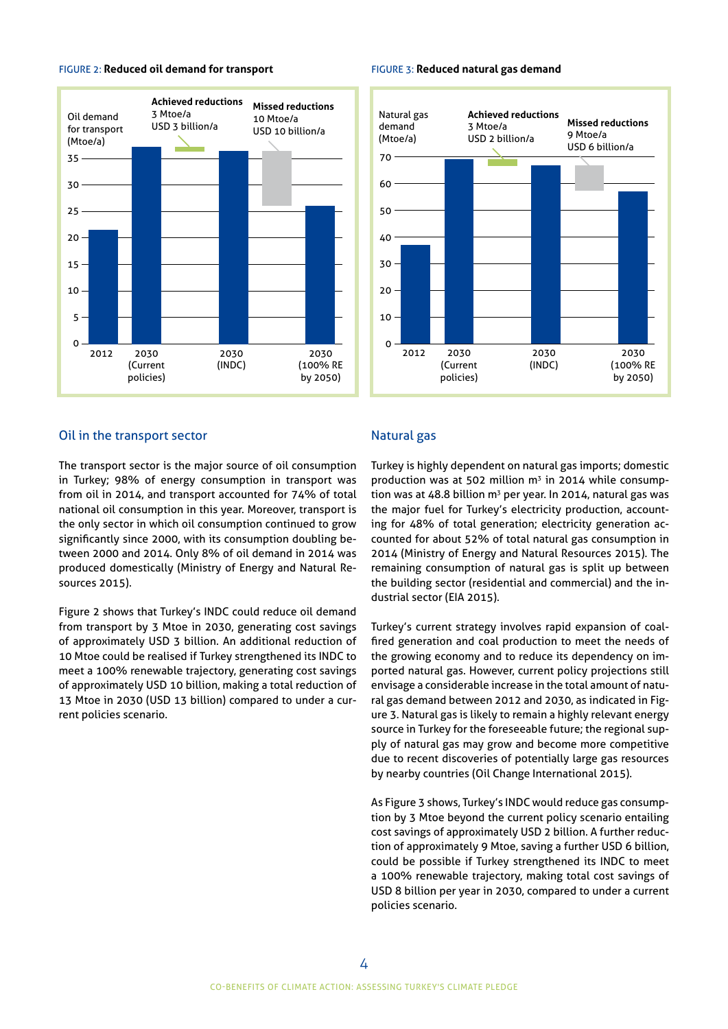FIGURE 2: **Reduced oil demand for transport**

Oil demand for transport (Mtoe/a)

**Achieved reductions** 3 Mtoe/a USD 3 billion/a

**Missed reductions** 10 Mtoe/a USD 10 billion/a

2012 | 2030 (Current policies) | 2030 (INDC) | 2030 (100% RE by 2050)

FIGURE 3: **Reduced natural gas demand**

Natural gas demand (Mtoe/a)

**Achieved reductions** 3 Mtoe/a USD 2 billion/a

**Missed reductions** 9 Mtoe/a USD 6 billion/a

2012 | 2030 (Current policies) | 2030 (INDC) | 2030 (100% RE by 2050)

## Oil in the transport sector

The transport sector is the major source of oil consumption in Turkey; 98% of energy consumption in transport was from oil in 2014, and transport accounted for 74% of total national oil consumption in this year. Moreover, transport is the only sector in which oil consumption continued to grow significantly since 2000, with its consumption doubling between 2000 and 2014. Only 8% of oil demand in 2014 was produced domestically (Ministry of Energy and Natural Resources 2015).

Figure 2 shows that Turkey's INDC could reduce oil demand from transport by 3 Mtoe in 2030, generating cost savings of approximately USD 3 billion. An additional reduction of 10 Mtoe could be realised if Turkey strengthened its INDC to meet a 100% renewable trajectory, generating cost savings of approximately USD 10 billion, making a total reduction of 13 Mtoe in 2030 (USD 13 billion) compared to under a current policies scenario.

## Natural gas

Turkey is highly dependent on natural gas imports; domestic production was at 502 million m³ in 2014 while consumption was at 48.8 billion m³ per year. In 2014, natural gas was the major fuel for Turkey's electricity production, accounting for 48% of total generation; electricity generation accounted for about 52% of total natural gas consumption in 2014 (Ministry of Energy and Natural Resources 2015). The remaining consumption of natural gas is split up between the building sector (residential and commercial) and the industrial sector (EIA 2015).

Turkey's current strategy involves rapid expansion of coal-fired generation and coal production to meet the needs of the growing economy and to reduce its dependency on imported natural gas. However, current policy projections still envisage a considerable increase in the total amount of natural gas demand between 2012 and 2030, as indicated in Figure 3. Natural gas is likely to remain a highly relevant energy source in Turkey for the foreseeable future; the regional supply of natural gas may grow and become more competitive due to recent discoveries of potentially large gas resources by nearby countries (Oil Change International 2015).

As Figure 3 shows, Turkey's INDC would reduce gas consumption by 3 Mtoe beyond the current policy scenario entailing cost savings of approximately USD 2 billion. A further reduction of approximately 9 Mtoe, saving a further USD 6 billion, could be possible if Turkey strengthened its INDC to meet a 100% renewable trajectory, making total cost savings of USD 8 billion per year in 2030, compared to under a current policies scenario.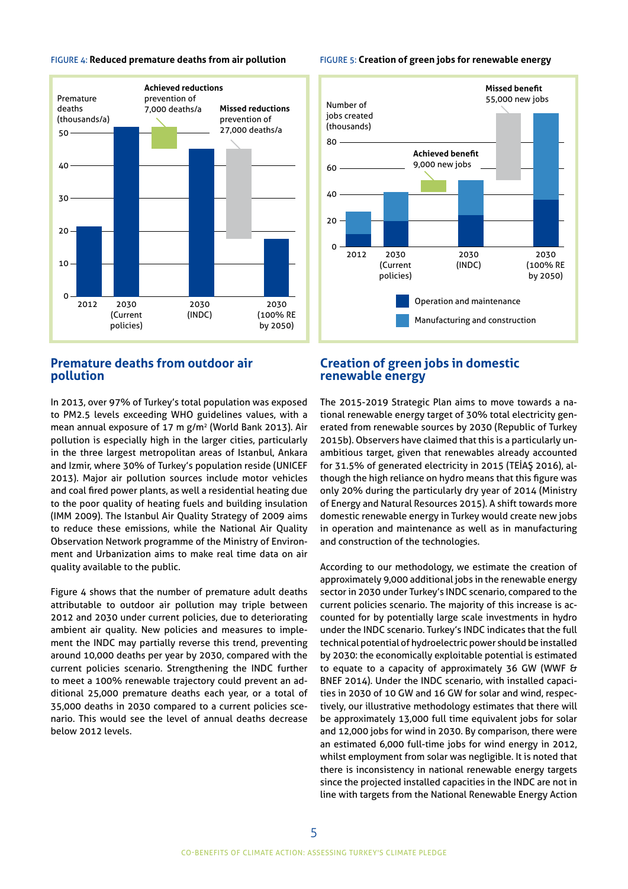FIGURE 4: **Reduced premature deaths from air pollution**

FIGURE 5: **Creation of green jobs for renewable energy**

## Premature deaths from outdoor air pollution

In 2013, over 97% of Turkey's total population was exposed to PM2.5 levels exceeding WHO guidelines values, with a mean annual exposure of 17 m g/m² (World Bank 2013). Air pollution is especially high in the larger cities, particularly in the three largest metropolitan areas of Istanbul, Ankara and Izmir, where 30% of Turkey's population reside (UNICEF 2013). Major air pollution sources include motor vehicles and coal fired power plants, as well a residential heating due to the poor quality of heating fuels and building insulation (IMM 2009). The Istanbul Air Quality Strategy of 2009 aims to reduce these emissions, while the National Air Quality Observation Network programme of the Ministry of Environment and Urbanization aims to make real time data on air quality available to the public.

Figure 4 shows that the number of premature adult deaths attributable to outdoor air pollution may triple between 2012 and 2030 under current policies, due to deteriorating ambient air quality. New policies and measures to implement the INDC may partially reverse this trend, preventing around 10,000 deaths per year by 2030, compared with the current policies scenario. Strengthening the INDC further to meet a 100% renewable trajectory could prevent an additional 25,000 premature deaths each year, or a total of 35,000 deaths in 2030 compared to a current policies scenario. This would see the level of annual deaths decrease below 2012 levels.

## Creation of green jobs in domestic renewable energy

The 2015-2019 Strategic Plan aims to move towards a national renewable energy target of 30% total electricity generated from renewable sources by 2030 (Republic of Turkey 2015b). Observers have claimed that this is a particularly unambitious target, given that renewables already accounted for 31.5% of generated electricity in 2015 (TEİAŞ 2016), although the high reliance on hydro means that this figure was only 20% during the particularly dry year of 2014 (Ministry of Energy and Natural Resources 2015). A shift towards more domestic renewable energy in Turkey would create new jobs in operation and maintenance as well as in manufacturing and construction of the technologies.

According to our methodology, we estimate the creation of approximately 9,000 additional jobs in the renewable energy sector in 2030 under Turkey's INDC scenario, compared to the current policies scenario. The majority of this increase is accounted for by potentially large scale investments in hydro under the INDC scenario. Turkey's INDC indicates that the full technical potential of hydroelectric power should be installed by 2030: the economically exploitable potential is estimated to equate to a capacity of approximately 36 GW (WWF & BNEF 2014). Under the INDC scenario, with installed capacities in 2030 of 10 GW and 16 GW for solar and wind, respectively, our illustrative methodology estimates that there will be approximately 13,000 full time equivalent jobs for solar and 12,000 jobs for wind in 2030. By comparison, there were an estimated 6,000 full-time jobs for wind energy in 2012, whilst employment from solar was negligible. It is noted that there is inconsistency in national renewable energy targets since the projected installed capacities in the INDC are not in line with targets from the National Renewable Energy Action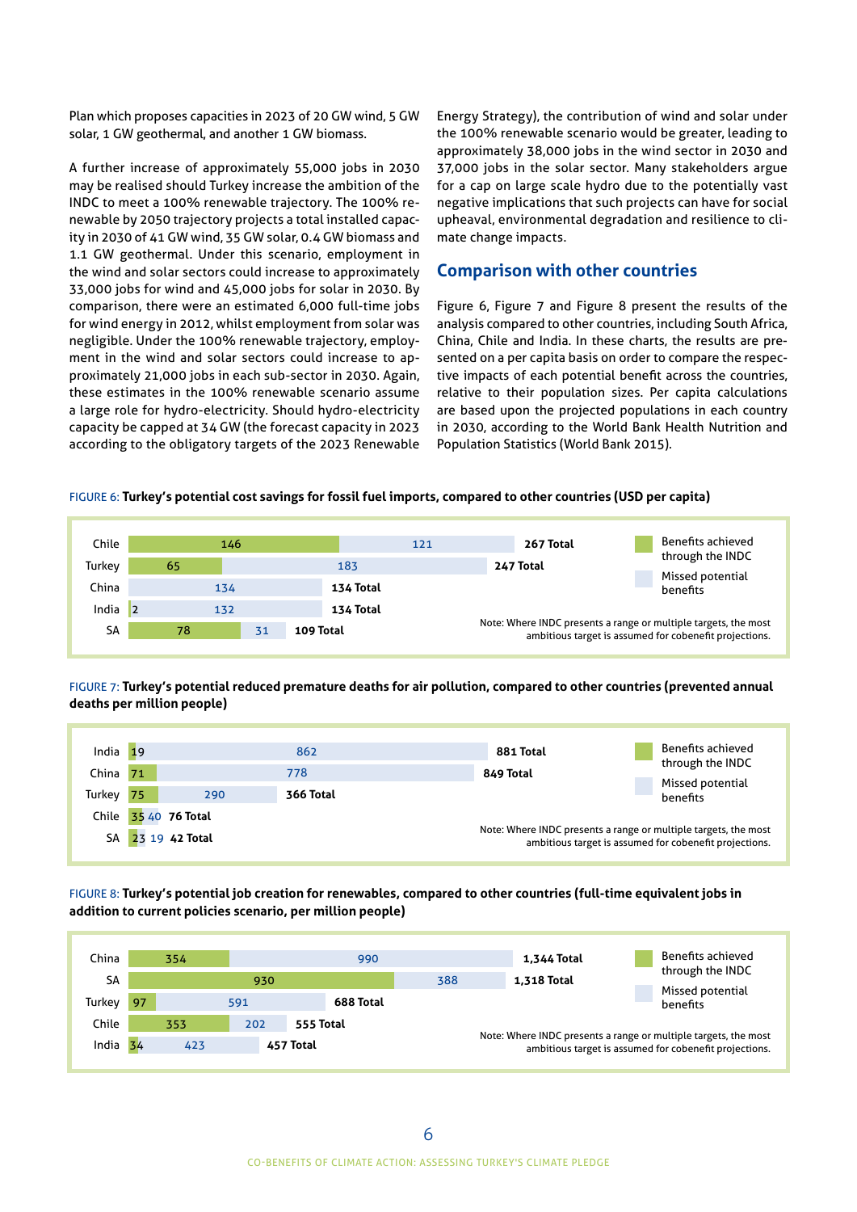Plan which proposes capacities in 2023 of 20 GW wind, 5 GW solar, 1 GW geothermal, and another 1 GW biomass.

A further increase of approximately 55,000 jobs in 2030 may be realised should Turkey increase the ambition of the INDC to meet a 100% renewable trajectory. The 100% renewable by 2050 trajectory projects a total installed capacity in 2030 of 41 GW wind, 35 GW solar, 0.4 GW biomass and 1.1 GW geothermal. Under this scenario, employment in the wind and solar sectors could increase to approximately 33,000 jobs for wind and 45,000 jobs for solar in 2030. By comparison, there were an estimated 6,000 full-time jobs for wind energy in 2012, whilst employment from solar was negligible. Under the 100% renewable trajectory, employment in the wind and solar sectors could increase to approximately 21,000 jobs in each sub-sector in 2030. Again, these estimates in the 100% renewable scenario assume a large role for hydro-electricity. Should hydro-electricity capacity be capped at 34 GW (the forecast capacity in 2023 according to the obligatory targets of the 2023 Renewable Energy Strategy), the contribution of wind and solar under the 100% renewable scenario would be greater, leading to approximately 38,000 jobs in the wind sector in 2030 and 37,000 jobs in the solar sector. Many stakeholders argue for a cap on large scale hydro due to the potentially vast negative implications that such projects can have for social upheaval, environmental degradation and resilience to climate change impacts.

## Comparison with other countries

Figure 6, Figure 7 and Figure 8 present the results of the analysis compared to other countries, including South Africa, China, Chile and India. In these charts, the results are presented on a per capita basis on order to compare the respective impacts of each potential benefit across the countries, relative to their population sizes. Per capita calculations are based upon the projected populations in each country in 2030, according to the World Bank Health Nutrition and Population Statistics (World Bank 2015).

FIGURE 6: **Turkey's potential cost savings for fossil fuel imports, compared to other countries (USD per capita)**

| Country | Benefits achieved through the INDC | Missed potential benefits | Total |
|---|---|---|---|
| Chile | 146 | 121 | 267 |
| Turkey | 65 | 183 | 247 |
| China | | 134 | 134 |
| India | 2 | 132 | 134 |
| SA | 78 | 31 | 109 |

Note: Where INDC presents a range or multiple targets, the most ambitious target is assumed for cobenefit projections.

FIGURE 7: **Turkey's potential reduced premature deaths for air pollution, compared to other countries (prevented annual deaths per million people)**

| Country | Benefits achieved through the INDC | Missed potential benefits | Total |
|---|---|---|---|
| India | 19 | 862 | 881 |
| China | 71 | 778 | 849 |
| Turkey | 75 | 290 | 366 |
| Chile | 35 | 40 | 76 |
| SA | 23 | 19 | 42 |

Note: Where INDC presents a range or multiple targets, the most ambitious target is assumed for cobenefit projections.

FIGURE 8: **Turkey's potential job creation for renewables, compared to other countries (full-time equivalent jobs in addition to current policies scenario, per million people)**

| Country | Benefits achieved through the INDC | Missed potential benefits | Total |
|---|---|---|---|
| China | 354 | 990 | 1,344 |
| SA | 930 | 388 | 1,318 |
| Turkey | 97 | 591 | 688 |
| Chile | 353 | 202 | 555 |
| India | 34 | 423 | 457 |

Note: Where INDC presents a range or multiple targets, the most ambitious target is assumed for cobenefit projections.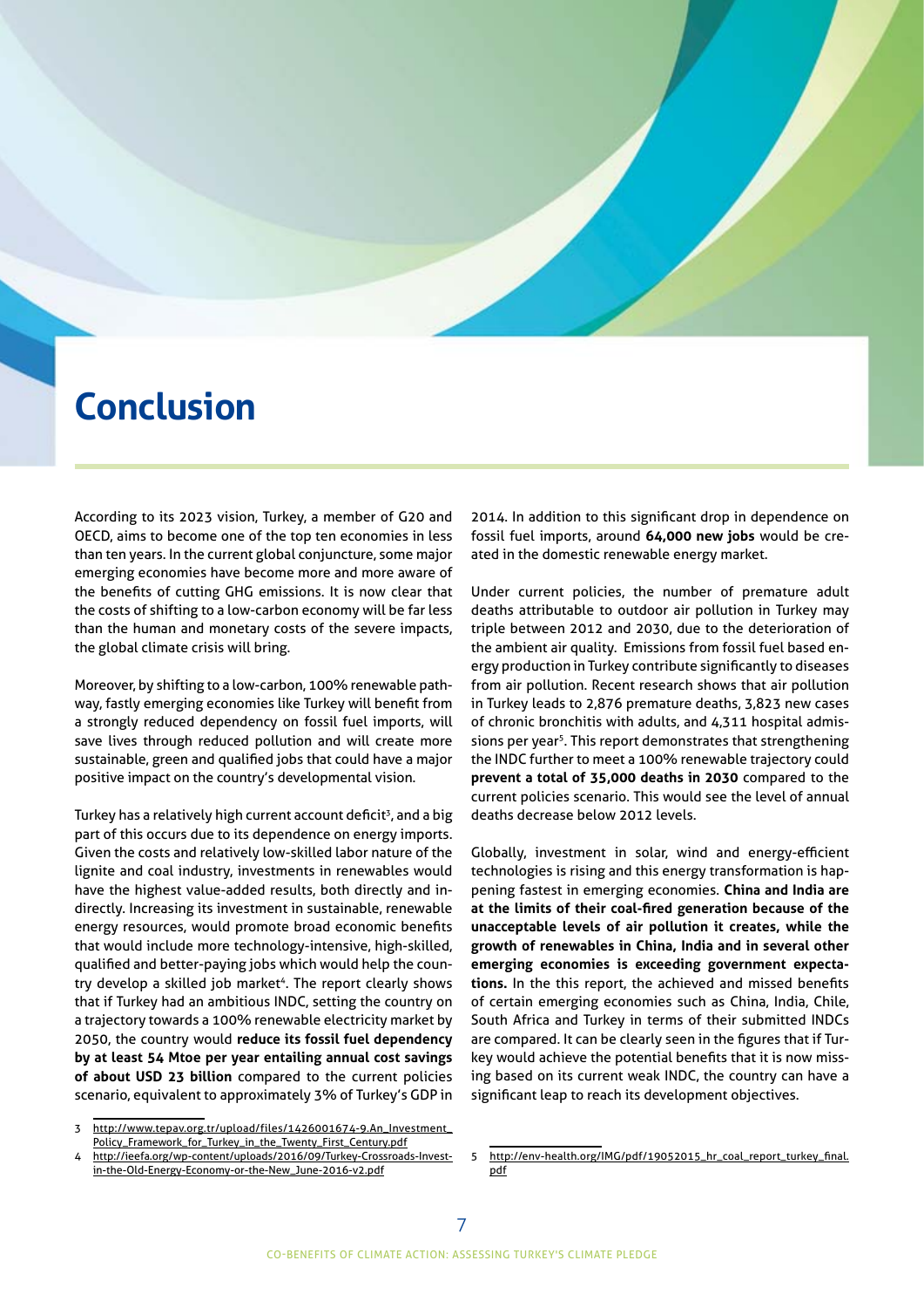# Conclusion

According to its 2023 vision, Turkey, a member of G20 and OECD, aims to become one of the top ten economies in less than ten years. In the current global conjuncture, some major emerging economies have become more and more aware of the benefits of cutting GHG emissions. It is now clear that the costs of shifting to a low-carbon economy will be far less than the human and monetary costs of the severe impacts, the global climate crisis will bring.

Moreover, by shifting to a low-carbon, 100% renewable pathway, fastly emerging economies like Turkey will benefit from a strongly reduced dependency on fossil fuel imports, will save lives through reduced pollution and will create more sustainable, green and qualified jobs that could have a major positive impact on the country's developmental vision.

Turkey has a relatively high current account deficit[3], and a big part of this occurs due to its dependence on energy imports. Given the costs and relatively low-skilled labor nature of the lignite and coal industry, investments in renewables would have the highest value-added results, both directly and indirectly. Increasing its investment in sustainable, renewable energy resources, would promote broad economic benefits that would include more technology-intensive, high-skilled, qualified and better-paying jobs which would help the country develop a skilled job market[4]. The report clearly shows that if Turkey had an ambitious INDC, setting the country on a trajectory towards a 100% renewable electricity market by 2050, the country would **reduce its fossil fuel dependency by at least 54 Mtoe per year entailing annual cost savings of about USD 23 billion** compared to the current policies scenario, equivalent to approximately 3% of Turkey's GDP in 2014. In addition to this significant drop in dependence on fossil fuel imports, around **64,000 new jobs** would be created in the domestic renewable energy market.

Under current policies, the number of premature adult deaths attributable to outdoor air pollution in Turkey may triple between 2012 and 2030, due to the deterioration of the ambient air quality. Emissions from fossil fuel based energy production in Turkey contribute significantly to diseases from air pollution. Recent research shows that air pollution in Turkey leads to 2,876 premature deaths, 3,823 new cases of chronic bronchitis with adults, and 4,311 hospital admissions per year[5]. This report demonstrates that strengthening the INDC further to meet a 100% renewable trajectory could **prevent a total of 35,000 deaths in 2030** compared to the current policies scenario. This would see the level of annual deaths decrease below 2012 levels.

Globally, investment in solar, wind and energy-efficient technologies is rising and this energy transformation is happening fastest in emerging economies. **China and India are at the limits of their coal-fired generation because of the unacceptable levels of air pollution it creates, while the growth of renewables in China, India and in several other emerging economies is exceeding government expectations.** In the this report, the achieved and missed benefits of certain emerging economies such as China, India, Chile, South Africa and Turkey in terms of their submitted INDCs are compared. It can be clearly seen in the figures that if Turkey would achieve the potential benefits that it is now missing based on its current weak INDC, the country can have a significant leap to reach its development objectives.

3 http://www.tepav.org.tr/upload/files/1426001674-9.An_Investment_Policy_Framework_for_Turkey_in_the_Twenty_First_Century.pdf

4 http://ieefa.org/wp-content/uploads/2016/09/Turkey-Crossroads-Invest-in-the-Old-Energy-Economy-or-the-New_June-2016-v2.pdf

5 http://env-health.org/IMG/pdf/19052015_hr_coal_report_turkey_final.pdf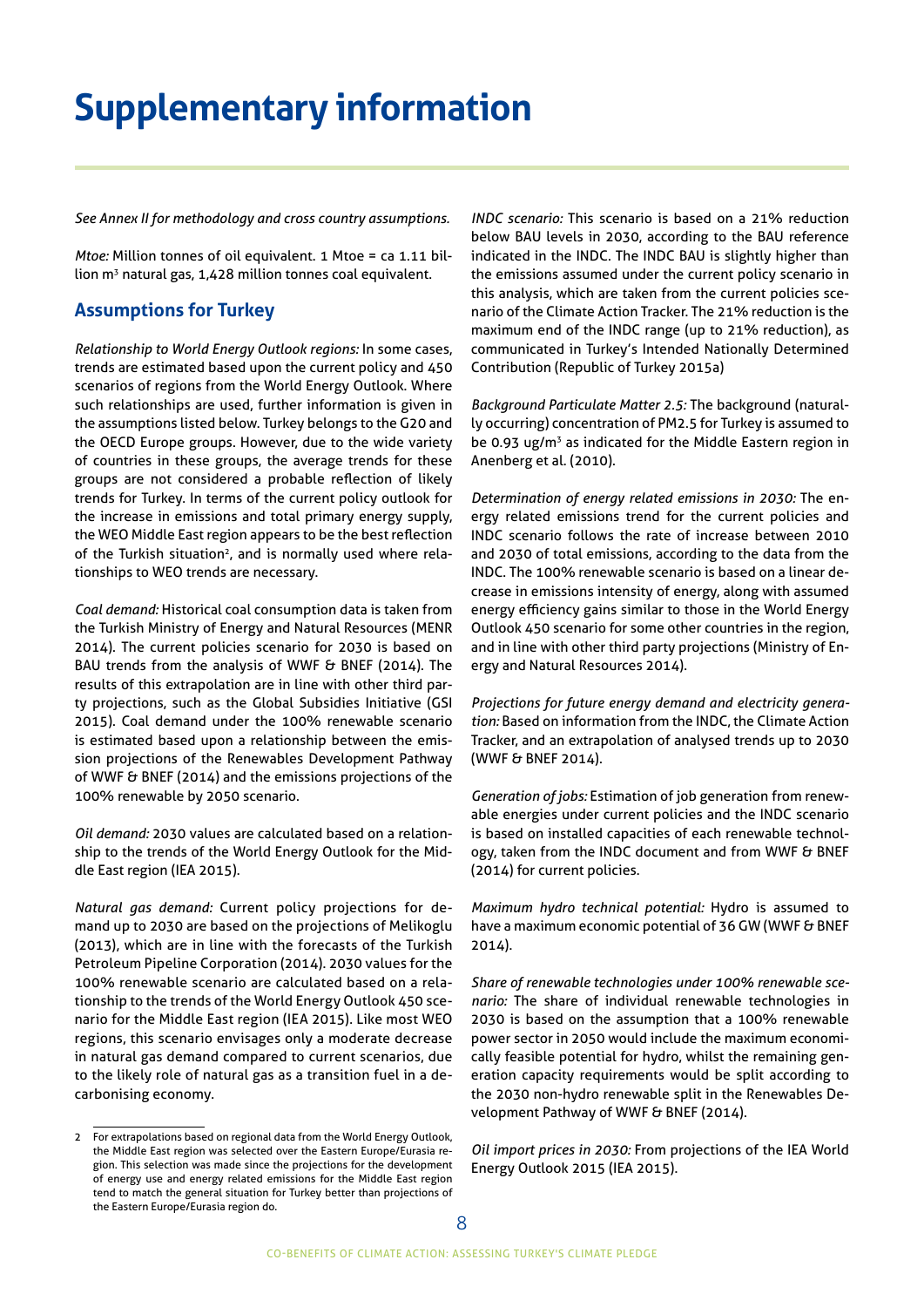# Supplementary information

*See Annex II for methodology and cross country assumptions.*

*Mtoe:* Million tonnes of oil equivalent. 1 Mtoe = ca 1.11 billion $m^3$ natural gas, 1,428 million tonnes coal equivalent.

## Assumptions for Turkey

*Relationship to World Energy Outlook regions:* In some cases, trends are estimated based upon the current policy and 450 scenarios of regions from the World Energy Outlook. Where such relationships are used, further information is given in the assumptions listed below. Turkey belongs to the G20 and the OECD Europe groups. However, due to the wide variety of countries in these groups, the average trends for these groups are not considered a probable reflection of likely trends for Turkey. In terms of the current policy outlook for the increase in emissions and total primary energy supply, the WEO Middle East region appears to be the best reflection of the Turkish situation[2], and is normally used where relationships to WEO trends are necessary.

*Coal demand:* Historical coal consumption data is taken from the Turkish Ministry of Energy and Natural Resources (MENR 2014). The current policies scenario for 2030 is based on BAU trends from the analysis of WWF & BNEF (2014). The results of this extrapolation are in line with other third party projections, such as the Global Subsidies Initiative (GSI 2015). Coal demand under the 100% renewable scenario is estimated based upon a relationship between the emission projections of the Renewables Development Pathway of WWF & BNEF (2014) and the emissions projections of the 100% renewable by 2050 scenario.

*Oil demand:* 2030 values are calculated based on a relationship to the trends of the World Energy Outlook for the Middle East region (IEA 2015).

*Natural gas demand:* Current policy projections for demand up to 2030 are based on the projections of Melikoglu (2013), which are in line with the forecasts of the Turkish Petroleum Pipeline Corporation (2014). 2030 values for the 100% renewable scenario are calculated based on a relationship to the trends of the World Energy Outlook 450 scenario for the Middle East region (IEA 2015). Like most WEO regions, this scenario envisages only a moderate decrease in natural gas demand compared to current scenarios, due to the likely role of natural gas as a transition fuel in a decarbonising economy.

*INDC scenario:* This scenario is based on a 21% reduction below BAU levels in 2030, according to the BAU reference indicated in the INDC. The INDC BAU is slightly higher than the emissions assumed under the current policy scenario in this analysis, which are taken from the current policies scenario of the Climate Action Tracker. The 21% reduction is the maximum end of the INDC range (up to 21% reduction), as communicated in Turkey's Intended Nationally Determined Contribution (Republic of Turkey 2015a)

*Background Particulate Matter 2.5:* The background (naturally occurring) concentration of PM2.5 for Turkey is assumed to be 0.93 ug/$m^3$ as indicated for the Middle Eastern region in Anenberg et al. (2010).

*Determination of energy related emissions in 2030:* The energy related emissions trend for the current policies and INDC scenario follows the rate of increase between 2010 and 2030 of total emissions, according to the data from the INDC. The 100% renewable scenario is based on a linear decrease in emissions intensity of energy, along with assumed energy efficiency gains similar to those in the World Energy Outlook 450 scenario for some other countries in the region, and in line with other third party projections (Ministry of Energy and Natural Resources 2014).

*Projections for future energy demand and electricity generation:* Based on information from the INDC, the Climate Action Tracker, and an extrapolation of analysed trends up to 2030 (WWF & BNEF 2014).

*Generation of jobs:* Estimation of job generation from renewable energies under current policies and the INDC scenario is based on installed capacities of each renewable technology, taken from the INDC document and from WWF & BNEF (2014) for current policies.

*Maximum hydro technical potential:* Hydro is assumed to have a maximum economic potential of 36 GW (WWF & BNEF 2014).

*Share of renewable technologies under 100% renewable scenario:* The share of individual renewable technologies in 2030 is based on the assumption that a 100% renewable power sector in 2050 would include the maximum economically feasible potential for hydro, whilst the remaining generation capacity requirements would be split according to the 2030 non-hydro renewable split in the Renewables Development Pathway of WWF & BNEF (2014).

*Oil import prices in 2030:* From projections of the IEA World Energy Outlook 2015 (IEA 2015).

---

2 For extrapolations based on regional data from the World Energy Outlook, the Middle East region was selected over the Eastern Europe/Eurasia region. This selection was made since the projections for the development of energy use and energy related emissions for the Middle East region tend to match the general situation for Turkey better than projections of the Eastern Europe/Eurasia region do.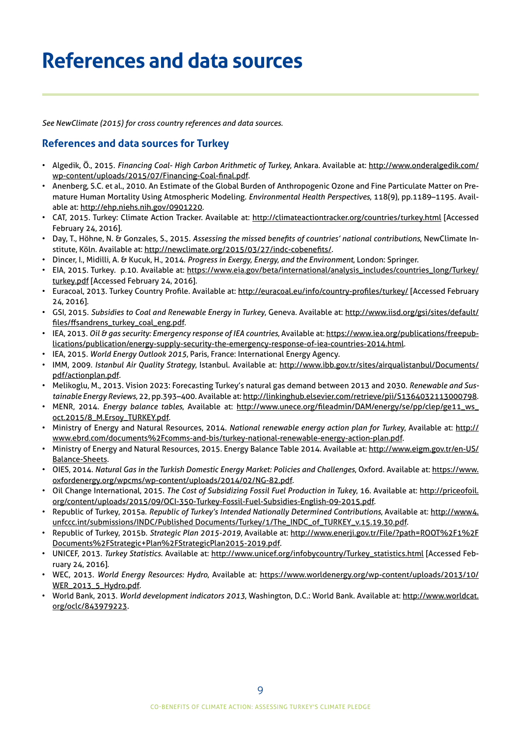# References and data sources

*See NewClimate (2015) for cross country references and data sources.*

## References and data sources for Turkey

- Algedik, Ö., 2015. *Financing Coal- High Carbon Arithmetic of Turkey*, Ankara. Available at: http://www.onderalgedik.com/wp-content/uploads/2015/07/Financing-Coal-final.pdf.
- Anenberg, S.C. et al., 2010. An Estimate of the Global Burden of Anthropogenic Ozone and Fine Particulate Matter on Premature Human Mortality Using Atmospheric Modeling. *Environmental Health Perspectives*, 118(9), pp.1189–1195. Available at: http://ehp.niehs.nih.gov/0901220.
- CAT, 2015. Turkey: Climate Action Tracker. Available at: http://climateactiontracker.org/countries/turkey.html [Accessed February 24, 2016].
- Day, T., Höhne, N. & Gonzales, S., 2015. *Assessing the missed benefits of countries' national contributions*, NewClimate Institute, Köln. Available at: http://newclimate.org/2015/03/27/indc-cobenefits/.
- Dincer, I., Midilli, A. & Kucuk, H., 2014. *Progress in Exergy, Energy, and the Environment*, London: Springer.
- EIA, 2015. Turkey. p.10. Available at: https://www.eia.gov/beta/international/analysis_includes/countries_long/Turkey/turkey.pdf [Accessed February 24, 2016].
- Euracoal, 2013. Turkey Country Profile. Available at: http://euracoal.eu/info/country-profiles/turkey/ [Accessed February 24, 2016].
- GSI, 2015. *Subsidies to Coal and Renewable Energy in Turkey*, Geneva. Available at: http://www.iisd.org/gsi/sites/default/files/ffsandrens_turkey_coal_eng.pdf.
- IEA, 2013. *Oil & gas security: Emergency response of IEA countries*, Available at: https://www.iea.org/publications/freepublications/publication/energy-supply-security-the-emergency-response-of-iea-countries-2014.html.
- IEA, 2015. *World Energy Outlook 2015*, Paris, France: International Energy Agency.
- IMM, 2009. *Istanbul Air Quality Strategy*, Istanbul. Available at: http://www.ibb.gov.tr/sites/airqualistanbul/Documents/pdf/actionplan.pdf.
- Melikoglu, M., 2013. Vision 2023: Forecasting Turkey's natural gas demand between 2013 and 2030. *Renewable and Sustainable Energy Reviews*, 22, pp.393–400. Available at: http://linkinghub.elsevier.com/retrieve/pii/S1364032113000798.
- MENR, 2014. *Energy balance tables*, Available at: http://www.unece.org/fileadmin/DAM/energy/se/pp/clep/ge11_ws_oct.2015/8_M.Ersoy_TURKEY.pdf.
- Ministry of Energy and Natural Resources, 2014. *National renewable energy action plan for Turkey*, Available at: http://www.ebrd.com/documents%2Fcomms-and-bis/turkey-national-renewable-energy-action-plan.pdf.
- Ministry of Energy and Natural Resources, 2015. Energy Balance Table 2014. Available at: http://www.eigm.gov.tr/en-US/Balance-Sheets.
- OIES, 2014. *Natural Gas in the Turkish Domestic Energy Market: Policies and Challenges*, Oxford. Available at: https://www.oxfordenergy.org/wpcms/wp-content/uploads/2014/02/NG-82.pdf.
- Oil Change International, 2015. *The Cost of Subsidizing Fossil Fuel Production in Tukey*, 16. Available at: http://priceofoil.org/content/uploads/2015/09/OCI-350-Turkey-Fossil-Fuel-Subsidies-English-09-2015.pdf.
- Republic of Turkey, 2015a. *Republic of Turkey's Intended Nationally Determined Contributions*, Available at: http://www4.unfccc.int/submissions/INDC/Published Documents/Turkey/1/The_INDC_of_TURKEY_v.15.19.30.pdf.
- Republic of Turkey, 2015b. *Strategic Plan 2015-2019*, Available at: http://www.enerji.gov.tr/File/?path=ROOT%2F1%2FDocuments%2FStrategic+Plan%2FStrategicPlan2015-2019.pdf.
- UNICEF, 2013. *Turkey Statistics*. Available at: http://www.unicef.org/infobycountry/Turkey_statistics.html [Accessed February 24, 2016].
- WEC, 2013. *World Energy Resources: Hydro*, Available at: https://www.worldenergy.org/wp-content/uploads/2013/10/WER_2013_5_Hydro.pdf.
- World Bank, 2013. *World development indicators 2013*, Washington, D.C.: World Bank. Available at: http://www.worldcat.org/oclc/843979223.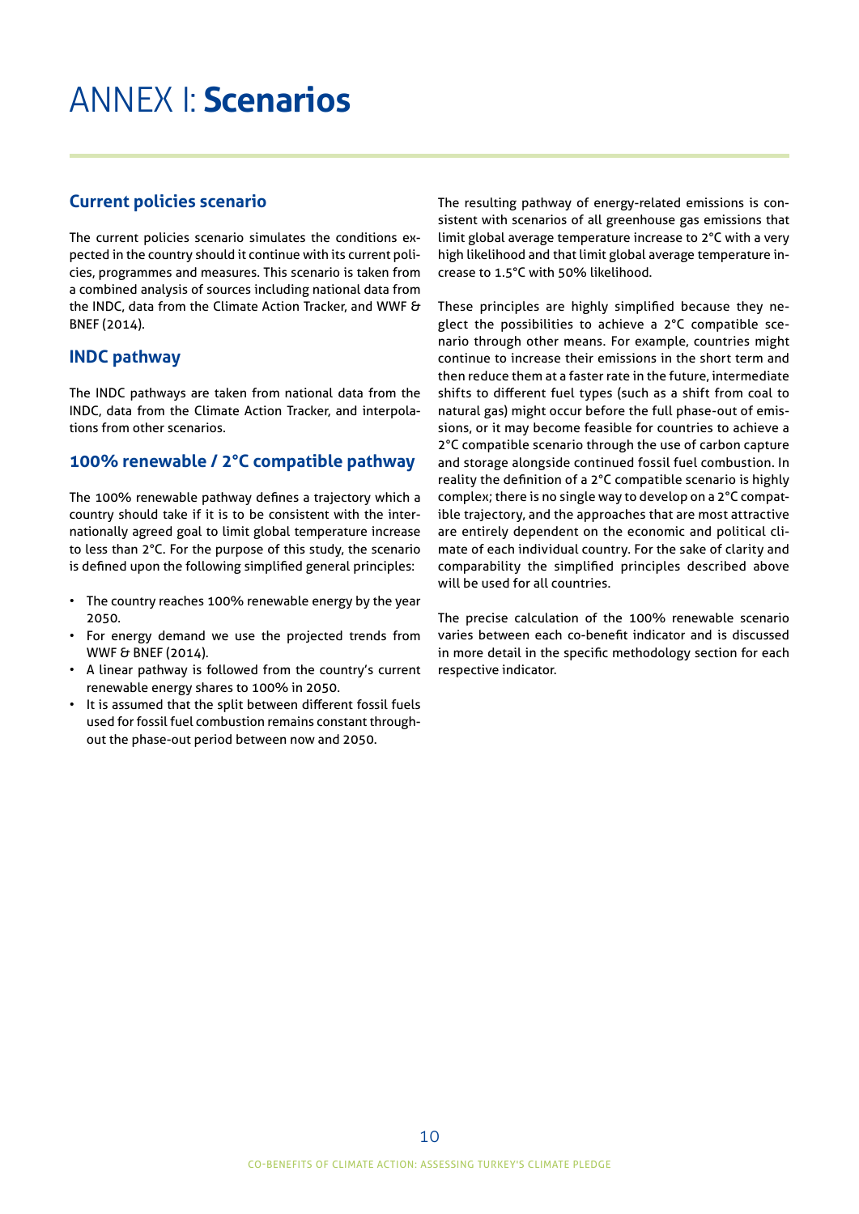# ANNEX I: **Scenarios**

## Current policies scenario

The current policies scenario simulates the conditions expected in the country should it continue with its current policies, programmes and measures. This scenario is taken from a combined analysis of sources including national data from the INDC, data from the Climate Action Tracker, and WWF & BNEF (2014).

## INDC pathway

The INDC pathways are taken from national data from the INDC, data from the Climate Action Tracker, and interpolations from other scenarios.

## 100% renewable / 2°C compatible pathway

The 100% renewable pathway defines a trajectory which a country should take if it is to be consistent with the internationally agreed goal to limit global temperature increase to less than 2°C. For the purpose of this study, the scenario is defined upon the following simplified general principles:

- The country reaches 100% renewable energy by the year 2050.
- For energy demand we use the projected trends from WWF & BNEF (2014).
- A linear pathway is followed from the country's current renewable energy shares to 100% in 2050.
- It is assumed that the split between different fossil fuels used for fossil fuel combustion remains constant throughout the phase-out period between now and 2050.

The resulting pathway of energy-related emissions is consistent with scenarios of all greenhouse gas emissions that limit global average temperature increase to 2°C with a very high likelihood and that limit global average temperature increase to 1.5°C with 50% likelihood.

These principles are highly simplified because they neglect the possibilities to achieve a 2°C compatible scenario through other means. For example, countries might continue to increase their emissions in the short term and then reduce them at a faster rate in the future, intermediate shifts to different fuel types (such as a shift from coal to natural gas) might occur before the full phase-out of emissions, or it may become feasible for countries to achieve a 2°C compatible scenario through the use of carbon capture and storage alongside continued fossil fuel combustion. In reality the definition of a 2°C compatible scenario is highly complex; there is no single way to develop on a 2°C compatible trajectory, and the approaches that are most attractive are entirely dependent on the economic and political climate of each individual country. For the sake of clarity and comparability the simplified principles described above will be used for all countries.

The precise calculation of the 100% renewable scenario varies between each co-benefit indicator and is discussed in more detail in the specific methodology section for each respective indicator.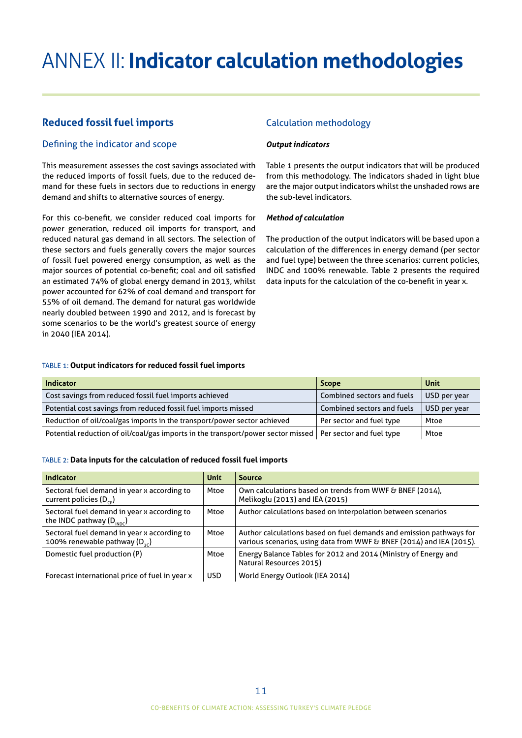# ANNEX II: **Indicator calculation methodologies**

## Reduced fossil fuel imports

### Defining the indicator and scope

This measurement assesses the cost savings associated with the reduced imports of fossil fuels, due to the reduced demand for these fuels in sectors due to reductions in energy demand and shifts to alternative sources of energy.

For this co-benefit, we consider reduced coal imports for power generation, reduced oil imports for transport, and reduced natural gas demand in all sectors. The selection of these sectors and fuels generally covers the major sources of fossil fuel powered energy consumption, as well as the major sources of potential co-benefit; coal and oil satisfied an estimated 74% of global energy demand in 2013, whilst power accounted for 62% of coal demand and transport for 55% of oil demand. The demand for natural gas worldwide nearly doubled between 1990 and 2012, and is forecast by some scenarios to be the world's greatest source of energy in 2040 (IEA 2014).

### Calculation methodology

***Output indicators***

Table 1 presents the output indicators that will be produced from this methodology. The indicators shaded in light blue are the major output indicators whilst the unshaded rows are the sub-level indicators.

***Method of calculation***

The production of the output indicators will be based upon a calculation of the differences in energy demand (per sector and fuel type) between the three scenarios: current policies, INDC and 100% renewable. Table 2 presents the required data inputs for the calculation of the co-benefit in year x.

TABLE 1: **Output indicators for reduced fossil fuel imports**

| Indicator | Scope | Unit |
|---|---|---|
| Cost savings from reduced fossil fuel imports achieved | Combined sectors and fuels | USD per year |
| Potential cost savings from reduced fossil fuel imports missed | Combined sectors and fuels | USD per year |
| Reduction of oil/coal/gas imports in the transport/power sector achieved | Per sector and fuel type | Mtoe |
| Potential reduction of oil/coal/gas imports in the transport/power sector missed | Per sector and fuel type | Mtoe |

TABLE 2: **Data inputs for the calculation of reduced fossil fuel imports**

| Indicator | Unit | Source |
|---|---|---|
| Sectoral fuel demand in year x according to current policies ($D_{CP}$) | Mtoe | Own calculations based on trends from WWF & BNEF (2014), Melikoglu (2013) and IEA (2015) |
| Sectoral fuel demand in year x according to the INDC pathway ($D_{INDC}$) | Mtoe | Author calculations based on interpolation between scenarios |
| Sectoral fuel demand in year x according to 100% renewable pathway ($D_{2C}$) | Mtoe | Author calculations based on fuel demands and emission pathways for various scenarios, using data from WWF & BNEF (2014) and IEA (2015). |
| Domestic fuel production (P) | Mtoe | Energy Balance Tables for 2012 and 2014 (Ministry of Energy and Natural Resources 2015) |
| Forecast international price of fuel in year x | USD | World Energy Outlook (IEA 2014) |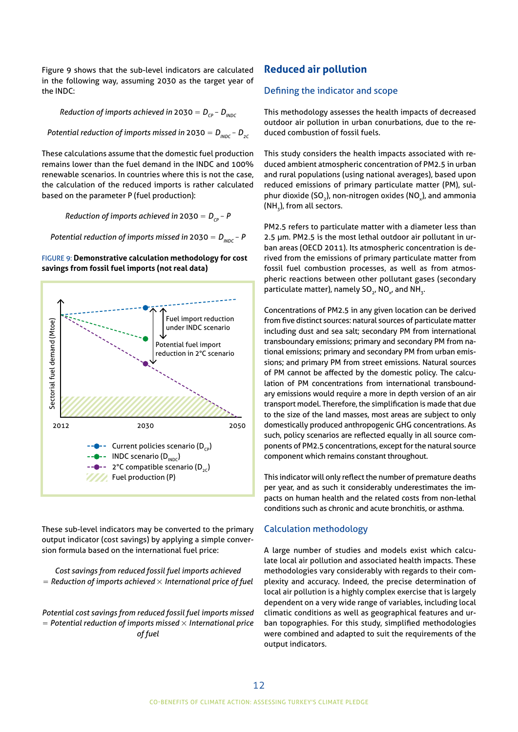Figure 9 shows that the sub-level indicators are calculated in the following way, assuming 2030 as the target year of the INDC:

$$\textit{Reduction of imports achieved in 2030} = D_{CP} - D_{INDC}$$

$$\textit{Potential reduction of imports missed in 2030} = D_{INDC} - D_{2C}$$

These calculations assume that the domestic fuel production remains lower than the fuel demand in the INDC and 100% renewable scenarios. In countries where this is not the case, the calculation of the reduced imports is rather calculated based on the parameter P (fuel production):

$$\textit{Reduction of imports achieved in 2030} = D_{CP} - P$$

$$\textit{Potential reduction of imports missed in 2030} = D_{INDC} - P$$

FIGURE 9: **Demonstrative calculation methodology for cost savings from fossil fuel imports (not real data)**

Sectorial fuel demand (Mtoe)

2012 2030 2050

Fuel import reduction under INDC scenario

Potential fuel import reduction in 2°C scenario

Current policies scenario ($D_{CP}$)
INDC scenario ($D_{INDC}$)
2°C compatible scenario ($D_{2C}$)
Fuel production (P)

These sub-level indicators may be converted to the primary output indicator (cost savings) by applying a simple conversion formula based on the international fuel price:

*Cost savings from reduced fossil fuel imports achieved = Reduction of imports achieved × International price of fuel*

*Potential cost savings from reduced fossil fuel imports missed = Potential reduction of imports missed × International price of fuel*

## Reduced air pollution

### Defining the indicator and scope

This methodology assesses the health impacts of decreased outdoor air pollution in urban conurbations, due to the reduced combustion of fossil fuels.

This study considers the health impacts associated with reduced ambient atmospheric concentration of PM2.5 in urban and rural populations (using national averages), based upon reduced emissions of primary particulate matter (PM), sulphur dioxide ($SO_2$), non-nitrogen oxides ($NO_x$), and ammonia ($NH_3$), from all sectors.

PM2.5 refers to particulate matter with a diameter less than 2.5 µm. PM2.5 is the most lethal outdoor air pollutant in urban areas (OECD 2011). Its atmospheric concentration is derived from the emissions of primary particulate matter from fossil fuel combustion processes, as well as from atmospheric reactions between other pollutant gases (secondary particulate matter), namely $SO_2$, $NO_x$, and $NH_3$.

Concentrations of PM2.5 in any given location can be derived from five distinct sources: natural sources of particulate matter including dust and sea salt; secondary PM from international transboundary emissions; primary and secondary PM from national emissions; primary and secondary PM from urban emissions; and primary PM from street emissions. Natural sources of PM cannot be affected by the domestic policy. The calculation of PM concentrations from international transboundary emissions would require a more in depth version of an air transport model. Therefore, the simplification is made that due to the size of the land masses, most areas are subject to only domestically produced anthropogenic GHG concentrations. As such, policy scenarios are reflected equally in all source components of PM2.5 concentrations, except for the natural source component which remains constant throughout.

This indicator will only reflect the number of premature deaths per year, and as such it considerably underestimates the impacts on human health and the related costs from non-lethal conditions such as chronic and acute bronchitis, or asthma.

### Calculation methodology

A large number of studies and models exist which calculate local air pollution and associated health impacts. These methodologies vary considerably with regards to their complexity and accuracy. Indeed, the precise determination of local air pollution is a highly complex exercise that is largely dependent on a very wide range of variables, including local climatic conditions as well as geographical features and urban topographies. For this study, simplified methodologies were combined and adapted to suit the requirements of the output indicators.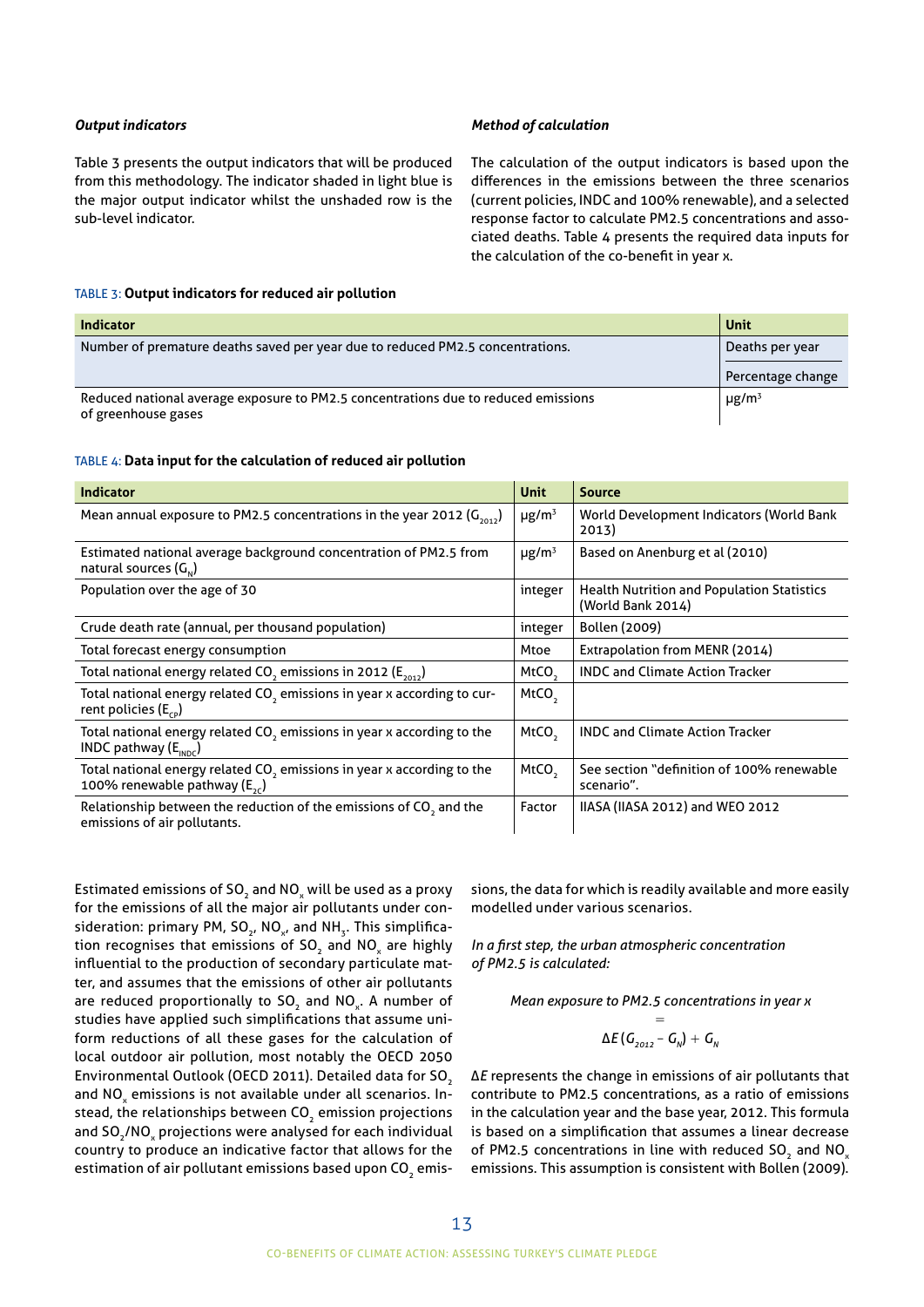### *Output indicators*

Table 3 presents the output indicators that will be produced from this methodology. The indicator shaded in light blue is the major output indicator whilst the unshaded row is the sub-level indicator.

### *Method of calculation*

The calculation of the output indicators is based upon the differences in the emissions between the three scenarios (current policies, INDC and 100% renewable), and a selected response factor to calculate PM2.5 concentrations and associated deaths. Table 4 presents the required data inputs for the calculation of the co-benefit in year x.

TABLE 3: **Output indicators for reduced air pollution**

| Indicator | Unit |
|---|---|
| Number of premature deaths saved per year due to reduced PM2.5 concentrations. | Deaths per year |
| | Percentage change |
| Reduced national average exposure to PM2.5 concentrations due to reduced emissions of greenhouse gases | μg/m$^3$ |

TABLE 4: **Data input for the calculation of reduced air pollution**

| Indicator | Unit | Source |
|---|---|---|
| Mean annual exposure to PM2.5 concentrations in the year 2012 ($G_{2012}$) | μg/m$^3$ | World Development Indicators (World Bank 2013) |
| Estimated national average background concentration of PM2.5 from natural sources ($G_N$) | μg/m$^3$ | Based on Anenburg et al (2010) |
| Population over the age of 30 | integer | Health Nutrition and Population Statistics (World Bank 2014) |
| Crude death rate (annual, per thousand population) | integer | Bollen (2009) |
| Total forecast energy consumption | Mtoe | Extrapolation from MENR (2014) |
| Total national energy related $CO_2$ emissions in 2012 ($E_{2012}$) | $MtCO_2$ | INDC and Climate Action Tracker |
| Total national energy related $CO_2$ emissions in year x according to current policies ($E_{CP}$) | $MtCO_2$ | |
| Total national energy related $CO_2$ emissions in year x according to the INDC pathway ($E_{INDC}$) | $MtCO_2$ | INDC and Climate Action Tracker |
| Total national energy related $CO_2$ emissions in year x according to the 100% renewable pathway ($E_{2C}$) | $MtCO_2$ | See section "definition of 100% renewable scenario". |
| Relationship between the reduction of the emissions of $CO_2$ and the emissions of air pollutants. | Factor | IIASA (IIASA 2012) and WEO 2012 |

Estimated emissions of $SO_2$ and $NO_x$ will be used as a proxy for the emissions of all the major air pollutants under consideration: primary PM, $SO_2$, $NO_x$, and $NH_3$. This simplification recognises that emissions of $SO_2$ and $NO_x$ are highly influential to the production of secondary particulate matter, and assumes that the emissions of other air pollutants are reduced proportionally to $SO_2$ and $NO_x$. A number of studies have applied such simplifications that assume uniform reductions of all these gases for the calculation of local outdoor air pollution, most notably the OECD 2050 Environmental Outlook (OECD 2011). Detailed data for $SO_2$ and $NO_x$ emissions is not available under all scenarios. Instead, the relationships between $CO_2$ emission projections and $SO_2$/$NO_x$ projections were analysed for each individual country to produce an indicative factor that allows for the estimation of air pollutant emissions based upon $CO_2$ emissions, the data for which is readily available and more easily modelled under various scenarios.

*In a first step, the urban atmospheric concentration of PM2.5 is calculated:*

$$\textit{Mean exposure to PM2.5 concentrations in year x} = \Delta E\,(G_{2012} - G_N) + G_N$$

$\Delta E$ represents the change in emissions of air pollutants that contribute to PM2.5 concentrations, as a ratio of emissions in the calculation year and the base year, 2012. This formula is based on a simplification that assumes a linear decrease of PM2.5 concentrations in line with reduced $SO_2$ and $NO_x$ emissions. This assumption is consistent with Bollen (2009).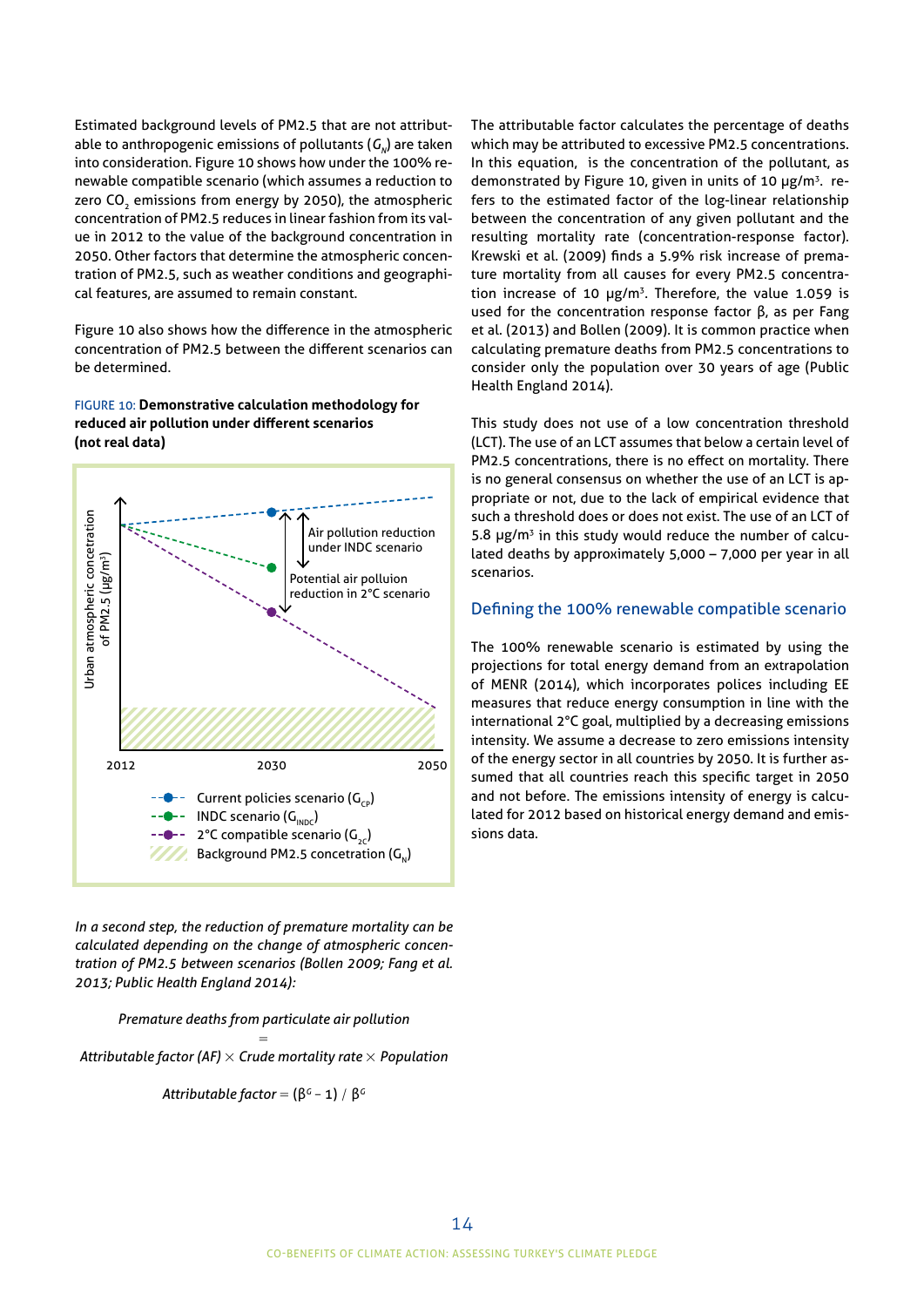Estimated background levels of PM2.5 that are not attributable to anthropogenic emissions of pollutants ($G_N$) are taken into consideration. Figure 10 shows how under the 100% renewable compatible scenario (which assumes a reduction to zero $CO_2$ emissions from energy by 2050), the atmospheric concentration of PM2.5 reduces in linear fashion from its value in 2012 to the value of the background concentration in 2050. Other factors that determine the atmospheric concentration of PM2.5, such as weather conditions and geographical features, are assumed to remain constant.

Figure 10 also shows how the difference in the atmospheric concentration of PM2.5 between the different scenarios can be determined.

FIGURE 10: **Demonstrative calculation methodology for reduced air pollution under different scenarios (not real data)**

*In a second step, the reduction of premature mortality can be calculated depending on the change of atmospheric concentration of PM2.5 between scenarios (Bollen 2009; Fang et al. 2013; Public Health England 2014):*

$$\textit{Premature deaths from particulate air pollution} = \textit{Attributable factor (AF)} \times \textit{Crude mortality rate} \times \textit{Population}$$

$$\textit{Attributable factor} = (\beta^G - 1) / \beta^G$$

The attributable factor calculates the percentage of deaths which may be attributed to excessive PM2.5 concentrations. In this equation, is the concentration of the pollutant, as demonstrated by Figure 10, given in units of 10 µg/m³. refers to the estimated factor of the log-linear relationship between the concentration of any given pollutant and the resulting mortality rate (concentration-response factor). Krewski et al. (2009) finds a 5.9% risk increase of premature mortality from all causes for every PM2.5 concentration increase of 10 µg/m³. Therefore, the value 1.059 is used for the concentration response factor β, as per Fang et al. (2013) and Bollen (2009). It is common practice when calculating premature deaths from PM2.5 concentrations to consider only the population over 30 years of age (Public Health England 2014).

This study does not use of a low concentration threshold (LCT). The use of an LCT assumes that below a certain level of PM2.5 concentrations, there is no effect on mortality. There is no general consensus on whether the use of an LCT is appropriate or not, due to the lack of empirical evidence that such a threshold does or does not exist. The use of an LCT of 5.8 µg/m³ in this study would reduce the number of calculated deaths by approximately 5,000 – 7,000 per year in all scenarios.

## Defining the 100% renewable compatible scenario

The 100% renewable scenario is estimated by using the projections for total energy demand from an extrapolation of MENR (2014), which incorporates polices including EE measures that reduce energy consumption in line with the international 2°C goal, multiplied by a decreasing emissions intensity. We assume a decrease to zero emissions intensity of the energy sector in all countries by 2050. It is further assumed that all countries reach this specific target in 2050 and not before. The emissions intensity of energy is calculated for 2012 based on historical energy demand and emissions data.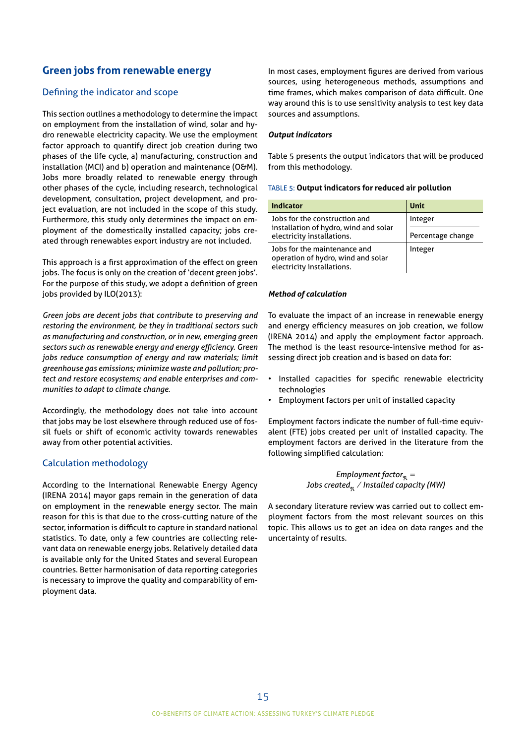## Green jobs from renewable energy

### Defining the indicator and scope

This section outlines a methodology to determine the impact on employment from the installation of wind, solar and hydro renewable electricity capacity. We use the employment factor approach to quantify direct job creation during two phases of the life cycle, a) manufacturing, construction and installation (MCI) and b) operation and maintenance (O&M). Jobs more broadly related to renewable energy through other phases of the cycle, including research, technological development, consultation, project development, and project evaluation, are not included in the scope of this study. Furthermore, this study only determines the impact on employment of the domestically installed capacity; jobs created through renewables export industry are not included.

This approach is a first approximation of the effect on green jobs. The focus is only on the creation of 'decent green jobs'. For the purpose of this study, we adopt a definition of green jobs provided by ILO(2013):

*Green jobs are decent jobs that contribute to preserving and restoring the environment, be they in traditional sectors such as manufacturing and construction, or in new, emerging green sectors such as renewable energy and energy efficiency. Green jobs reduce consumption of energy and raw materials; limit greenhouse gas emissions; minimize waste and pollution; protect and restore ecosystems; and enable enterprises and communities to adapt to climate change.*

Accordingly, the methodology does not take into account that jobs may be lost elsewhere through reduced use of fossil fuels or shift of economic activity towards renewables away from other potential activities.

### Calculation methodology

According to the International Renewable Energy Agency (IRENA 2014) mayor gaps remain in the generation of data on employment in the renewable energy sector. The main reason for this is that due to the cross-cutting nature of the sector, information is difficult to capture in standard national statistics. To date, only a few countries are collecting relevant data on renewable energy jobs. Relatively detailed data is available only for the United States and several European countries. Better harmonisation of data reporting categories is necessary to improve the quality and comparability of employment data.

In most cases, employment figures are derived from various sources, using heterogeneous methods, assumptions and time frames, which makes comparison of data difficult. One way around this is to use sensitivity analysis to test key data sources and assumptions.

***Output indicators***

Table 5 presents the output indicators that will be produced from this methodology.

TABLE 5: **Output indicators for reduced air pollution**

| Indicator | Unit |
|---|---|
| Jobs for the construction and installation of hydro, wind and solar electricity installations. | Integer |
| | Percentage change |
| Jobs for the maintenance and operation of hydro, wind and solar electricity installations. | Integer |

***Method of calculation***

To evaluate the impact of an increase in renewable energy and energy efficiency measures on job creation, we follow (IRENA 2014) and apply the employment factor approach. The method is the least resource-intensive method for assessing direct job creation and is based on data for:

- Installed capacities for specific renewable electricity technologies
- Employment factors per unit of installed capacity

Employment factors indicate the number of full-time equivalent (FTE) jobs created per unit of installed capacity. The employment factors are derived in the literature from the following simplified calculation:

$$\textit{Employment factor}_{\Re} = \textit{Jobs created}_{\Re} \,/\, \textit{Installed capacity (MW)}$$

A secondary literature review was carried out to collect employment factors from the most relevant sources on this topic. This allows us to get an idea on data ranges and the uncertainty of results.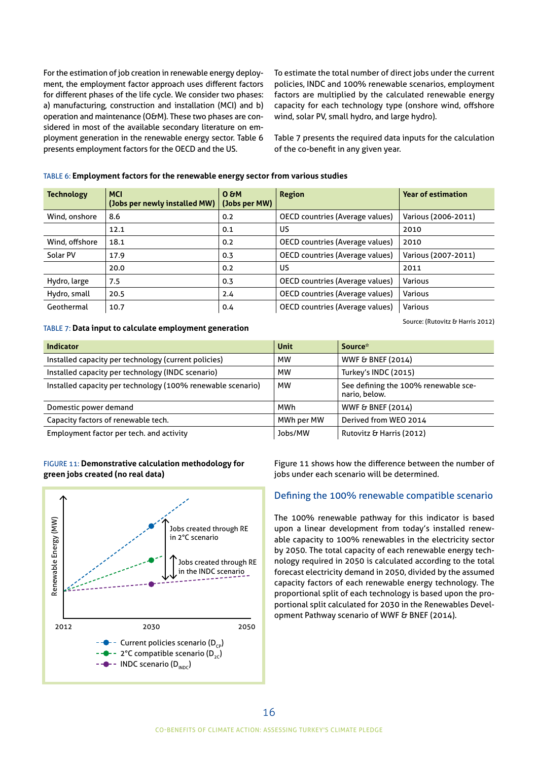For the estimation of job creation in renewable energy deployment, the employment factor approach uses different factors for different phases of the life cycle. We consider two phases: a) manufacturing, construction and installation (MCI) and b) operation and maintenance (O&M). These two phases are considered in most of the available secondary literature on employment generation in the renewable energy sector. Table 6 presents employment factors for the OECD and the US.

To estimate the total number of direct jobs under the current policies, INDC and 100% renewable scenarios, employment factors are multiplied by the calculated renewable energy capacity for each technology type (onshore wind, offshore wind, solar PV, small hydro, and large hydro).

Table 7 presents the required data inputs for the calculation of the co-benefit in any given year.

TABLE 6: **Employment factors for the renewable energy sector from various studies**

| Technology | MCI (Jobs per newly installed MW) | O &M (Jobs per MW) | Region | Year of estimation |
|---|---|---|---|---|
| Wind, onshore | 8.6 | 0.2 | OECD countries (Average values) | Various (2006-2011) |
| | 12.1 | 0.1 | US | 2010 |
| Wind, offshore | 18.1 | 0.2 | OECD countries (Average values) | 2010 |
| Solar PV | 17.9 | 0.3 | OECD countries (Average values) | Various (2007-2011) |
| | 20.0 | 0.2 | US | 2011 |
| Hydro, large | 7.5 | 0.3 | OECD countries (Average values) | Various |
| Hydro, small | 20.5 | 2.4 | OECD countries (Average values) | Various |
| Geothermal | 10.7 | 0.4 | OECD countries (Average values) | Various |

Source: (Rutovitz & Harris 2012)

TABLE 7: **Data input to calculate employment generation**

| Indicator | Unit | Source* |
|---|---|---|
| Installed capacity per technology (current policies) | MW | WWF & BNEF (2014) |
| Installed capacity per technology (INDC scenario) | MW | Turkey's INDC (2015) |
| Installed capacity per technology (100% renewable scenario) | MW | See defining the 100% renewable scenario, below. |
| Domestic power demand | MWh | WWF & BNEF (2014) |
| Capacity factors of renewable tech. | MWh per MW | Derived from WEO 2014 |
| Employment factor per tech. and activity | Jobs/MW | Rutovitz & Harris (2012) |

FIGURE 11: **Demonstrative calculation methodology for green jobs created (no real data)**

Figure 11 shows how the difference between the number of jobs under each scenario will be determined.

## Defining the 100% renewable compatible scenario

The 100% renewable pathway for this indicator is based upon a linear development from today's installed renewable capacity to 100% renewables in the electricity sector by 2050. The total capacity of each renewable energy technology required in 2050 is calculated according to the total forecast electricity demand in 2050, divided by the assumed capacity factors of each renewable energy technology. The proportional split of each technology is based upon the proportional split calculated for 2030 in the Renewables Development Pathway scenario of WWF & BNEF (2014).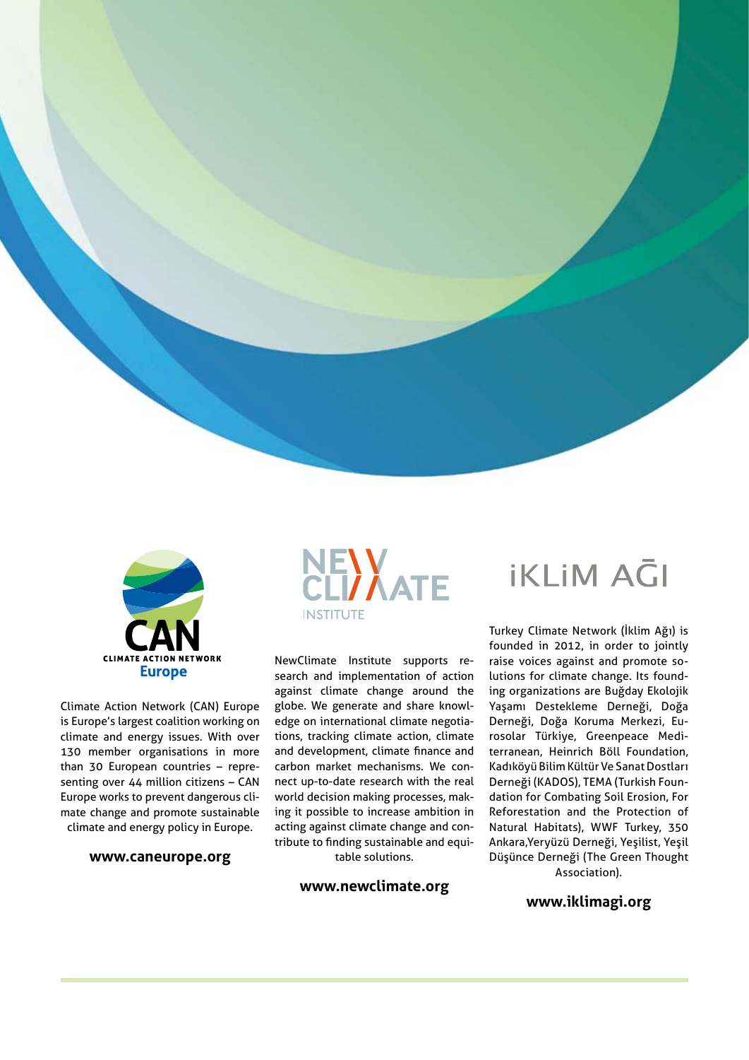CAN
CLIMATE ACTION NETWORK
Europe

Climate Action Network (CAN) Europe is Europe's largest coalition working on climate and energy issues. With over 130 member organisations in more than 30 European countries – representing over 44 million citizens – CAN Europe works to prevent dangerous climate change and promote sustainable climate and energy policy in Europe.

**www.caneurope.org**

NEW CLIMATE INSTITUTE

NewClimate Institute supports research and implementation of action against climate change around the globe. We generate and share knowledge on international climate negotiations, tracking climate action, climate and development, climate finance and carbon market mechanisms. We connect up-to-date research with the real world decision making processes, making it possible to increase ambition in acting against climate change and contribute to finding sustainable and equitable solutions.

**www.newclimate.org**

İKLİM AĞI

Turkey Climate Network (İklim Ağı) is founded in 2012, in order to jointly raise voices against and promote solutions for climate change. Its founding organizations are Buğday Ekolojik Yaşamı Destekleme Derneği, Doğa Derneği, Doğa Koruma Merkezi, Eurosolar Türkiye, Greenpeace Mediterranean, Heinrich Böll Foundation, Kadıköyü Bilim Kültür Ve Sanat Dostları Derneği (KADOS), TEMA (Turkish Foundation for Combating Soil Erosion, For Reforestation and the Protection of Natural Habitats), WWF Turkey, 350 Ankara,Yeryüzü Derneği, Yeşilist, Yeşil Düşünce Derneği (The Green Thought Association).

**www.iklimagi.org**